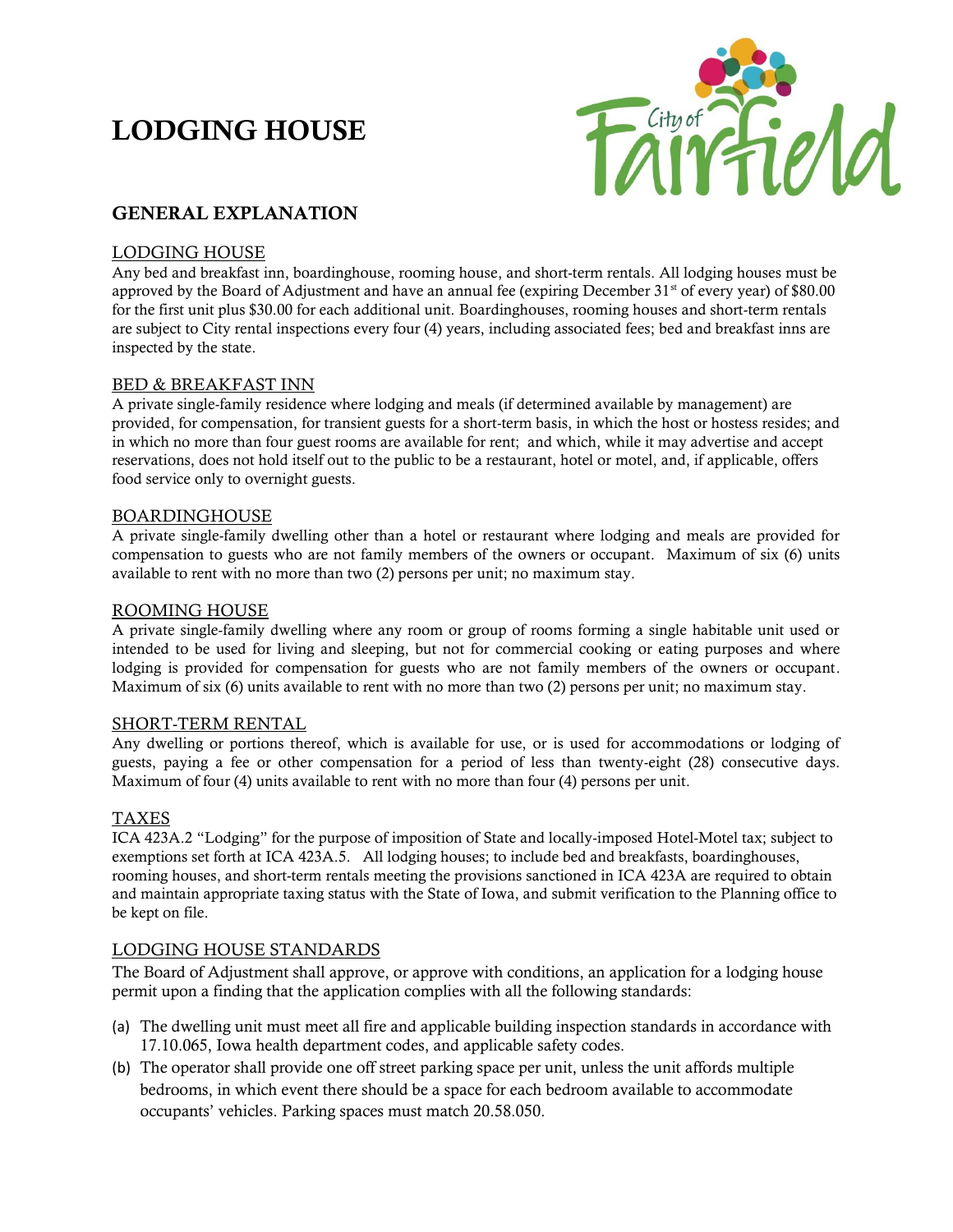# LODGING HOUSE

## GENERAL EXPLANATION

### LODGING HOUSE

Any bed and breakfast inn, boardinghouse, rooming house, and short-term rentals. All lodging houses must be approved by the Board of Adjustment and have an annual fee (expiring December 31st of every year) of $80.00 for the first unit plus $30.00 for each additional unit. Boardinghouses, rooming houses and short-term rentals are subject to City rental inspections every four (4) years, including associated fees; bed and breakfast inns are inspected by the state.

### BED & BREAKFAST INN

A private single-family residence where lodging and meals (if determined available by management) are provided, for compensation, for transient guests for a short-term basis, in which the host or hostess resides; and in which no more than four guest rooms are available for rent; and which, while it may advertise and accept reservations, does not hold itself out to the public to be a restaurant, hotel or motel, and, if applicable, offers food service only to overnight guests.

### BOARDINGHOUSE

A private single-family dwelling other than a hotel or restaurant where lodging and meals are provided for compensation to guests who are not family members of the owners or occupant. Maximum of six (6) units available to rent with no more than two (2) persons per unit; no maximum stay.

### ROOMING HOUSE

A private single-family dwelling where any room or group of rooms forming a single habitable unit used or intended to be used for living and sleeping, but not for commercial cooking or eating purposes and where lodging is provided for compensation for guests who are not family members of the owners or occupant. Maximum of six (6) units available to rent with no more than two (2) persons per unit; no maximum stay.

### SHORT-TERM RENTAL

Any dwelling or portions thereof, which is available for use, or is used for accommodations or lodging of guests, paying a fee or other compensation for a period of less than twenty-eight (28) consecutive days. Maximum of four (4) units available to rent with no more than four (4) persons per unit.

### TAXES

ICA 423A.2 "Lodging" for the purpose of imposition of State and locally-imposed Hotel-Motel tax; subject to exemptions set forth at ICA 423A.5. All lodging houses; to include bed and breakfasts, boardinghouses, rooming houses, and short-term rentals meeting the provisions sanctioned in ICA 423A are required to obtain and maintain appropriate taxing status with the State of Iowa, and submit verification to the Planning office to be kept on file.

### LODGING HOUSE STANDARDS

The Board of Adjustment shall approve, or approve with conditions, an application for a lodging house permit upon a finding that the application complies with all the following standards:

(a) The dwelling unit must meet all fire and applicable building inspection standards in accordance with 17.10.065, Iowa health department codes, and applicable safety codes.

(b) The operator shall provide one off street parking space per unit, unless the unit affords multiple bedrooms, in which event there should be a space for each bedroom available to accommodate occupants' vehicles. Parking spaces must match 20.58.050.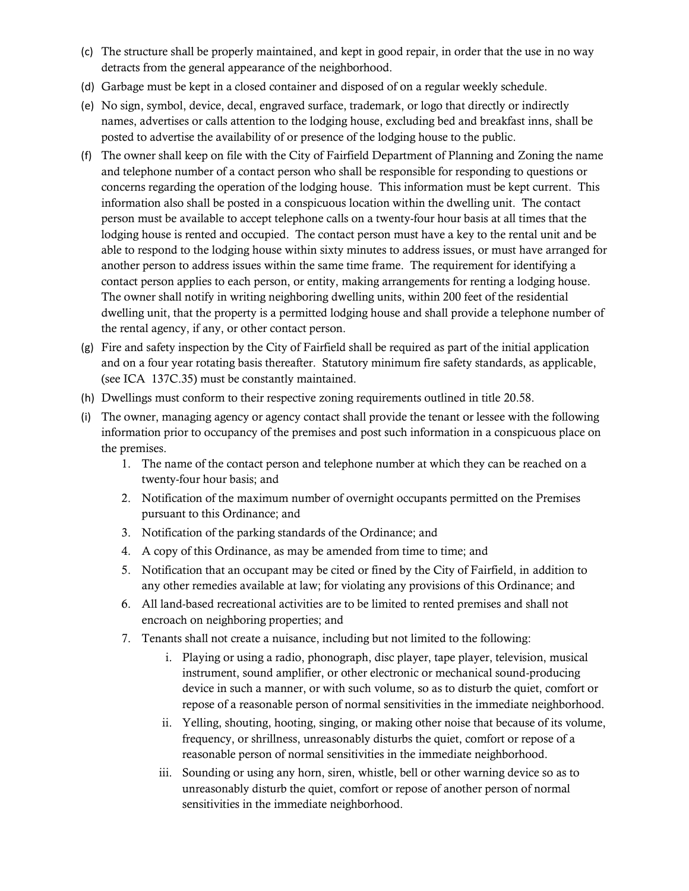(c) The structure shall be properly maintained, and kept in good repair, in order that the use in no way detracts from the general appearance of the neighborhood.

(d) Garbage must be kept in a closed container and disposed of on a regular weekly schedule.

(e) No sign, symbol, device, decal, engraved surface, trademark, or logo that directly or indirectly names, advertises or calls attention to the lodging house, excluding bed and breakfast inns, shall be posted to advertise the availability of or presence of the lodging house to the public.

(f) The owner shall keep on file with the City of Fairfield Department of Planning and Zoning the name and telephone number of a contact person who shall be responsible for responding to questions or concerns regarding the operation of the lodging house. This information must be kept current. This information also shall be posted in a conspicuous location within the dwelling unit. The contact person must be available to accept telephone calls on a twenty-four hour basis at all times that the lodging house is rented and occupied. The contact person must have a key to the rental unit and be able to respond to the lodging house within sixty minutes to address issues, or must have arranged for another person to address issues within the same time frame. The requirement for identifying a contact person applies to each person, or entity, making arrangements for renting a lodging house. The owner shall notify in writing neighboring dwelling units, within 200 feet of the residential dwelling unit, that the property is a permitted lodging house and shall provide a telephone number of the rental agency, if any, or other contact person.

(g) Fire and safety inspection by the City of Fairfield shall be required as part of the initial application and on a four year rotating basis thereafter. Statutory minimum fire safety standards, as applicable, (see ICA 137C.35) must be constantly maintained.

(h) Dwellings must conform to their respective zoning requirements outlined in title 20.58.

(i) The owner, managing agency or agency contact shall provide the tenant or lessee with the following information prior to occupancy of the premises and post such information in a conspicuous place on the premises.

    1. The name of the contact person and telephone number at which they can be reached on a twenty-four hour basis; and
    2. Notification of the maximum number of overnight occupants permitted on the Premises pursuant to this Ordinance; and
    3. Notification of the parking standards of the Ordinance; and
    4. A copy of this Ordinance, as may be amended from time to time; and
    5. Notification that an occupant may be cited or fined by the City of Fairfield, in addition to any other remedies available at law; for violating any provisions of this Ordinance; and
    6. All land-based recreational activities are to be limited to rented premises and shall not encroach on neighboring properties; and
    7. Tenants shall not create a nuisance, including but not limited to the following:
        i. Playing or using a radio, phonograph, disc player, tape player, television, musical instrument, sound amplifier, or other electronic or mechanical sound-producing device in such a manner, or with such volume, so as to disturb the quiet, comfort or repose of a reasonable person of normal sensitivities in the immediate neighborhood.
        ii. Yelling, shouting, hooting, singing, or making other noise that because of its volume, frequency, or shrillness, unreasonably disturbs the quiet, comfort or repose of a reasonable person of normal sensitivities in the immediate neighborhood.
        iii. Sounding or using any horn, siren, whistle, bell or other warning device so as to unreasonably disturb the quiet, comfort or repose of another person of normal sensitivities in the immediate neighborhood.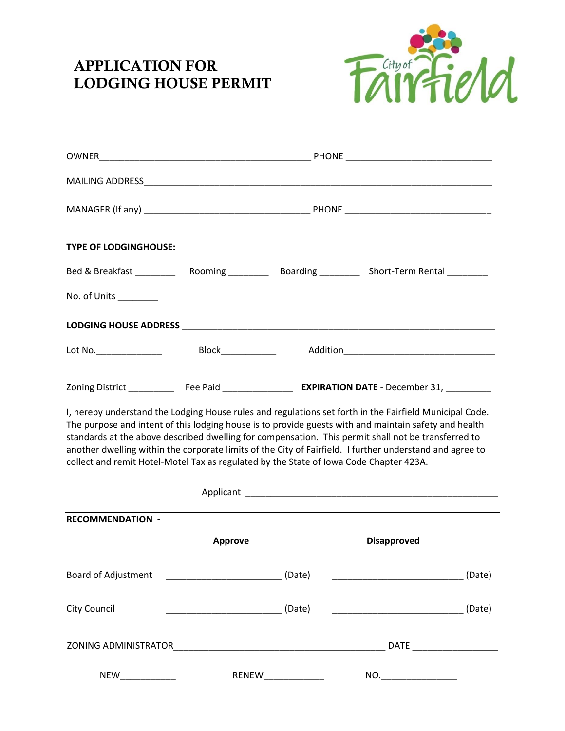# APPLICATION FOR LODGING HOUSE PERMIT

City of Fairfield

OWNER_________________________________________ PHONE ____________________________

MAILING ADDRESS_________________________________________________________________

MANAGER (If any) ________________________________ PHONE ____________________________

**TYPE OF LODGINGHOUSE:**

Bed & Breakfast ________ Rooming ________ Boarding ________ Short-Term Rental ________

No. of Units ________

**LODGING HOUSE ADDRESS** ____________________________________________________________

Lot No._____________ Block___________ Addition_____________________________

Zoning District _________ Fee Paid ______________ **EXPIRATION DATE** - December 31, _________

I, hereby understand the Lodging House rules and regulations set forth in the Fairfield Municipal Code. The purpose and intent of this lodging house is to provide guests with and maintain safety and health standards at the above described dwelling for compensation. This permit shall not be transferred to another dwelling within the corporate limits of the City of Fairfield. I further understand and agree to collect and remit Hotel-Motel Tax as regulated by the State of Iowa Code Chapter 423A.

Applicant __________________________________________________

**RECOMMENDATION -**

| | **Approve** | **Disapproved** |
|---|---|---|
| Board of Adjustment | ______________________ (Date) | _________________________ (Date) |
| City Council | ______________________ (Date) | _________________________ (Date) |

ZONING ADMINISTRATOR__________________________________________ DATE ________________

NEW___________ RENEW____________ NO.______________